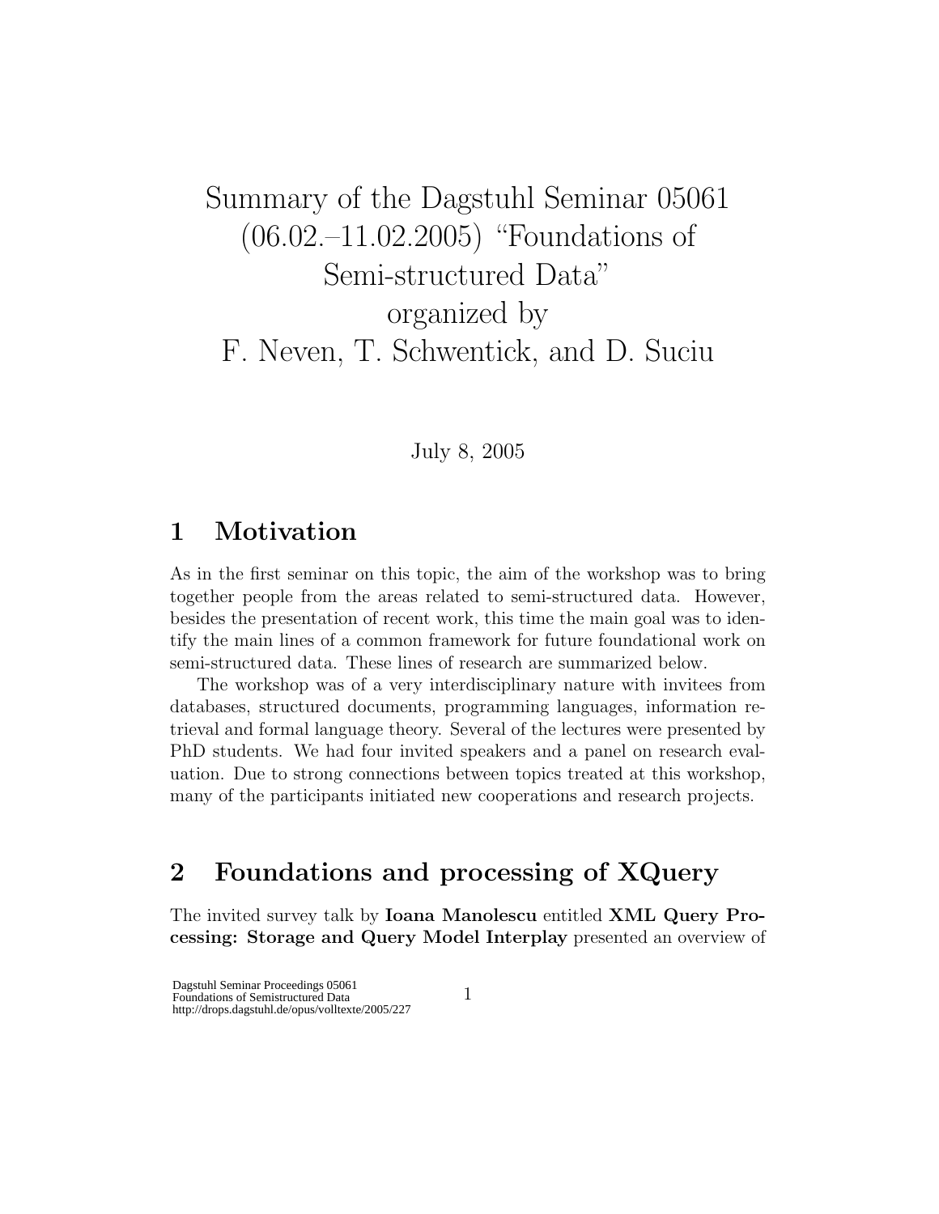# Summary of the Dagstuhl Seminar 05061 (06.02.–11.02.2005) "Foundations of Semi-structured Data" organized by F. Neven, T. Schwentick, and D. Suciu

July 8, 2005

## 1 Motivation

As in the first seminar on this topic, the aim of the workshop was to bring together people from the areas related to semi-structured data. However, besides the presentation of recent work, this time the main goal was to identify the main lines of a common framework for future foundational work on semi-structured data. These lines of research are summarized below.

The workshop was of a very interdisciplinary nature with invitees from databases, structured documents, programming languages, information retrieval and formal language theory. Several of the lectures were presented by PhD students. We had four invited speakers and a panel on research evaluation. Due to strong connections between topics treated at this workshop, many of the participants initiated new cooperations and research projects.

## 2 Foundations and processing of XQuery

The invited survey talk by **Ioana Manolescu** entitled **XML Query Processing: Storage and Query Model Interplay** presented an overview of

Dagstuhl Seminar Proceedings 05061
Foundations of Semistructured Data
http://drops.dagstuhl.de/opus/volltexte/2005/227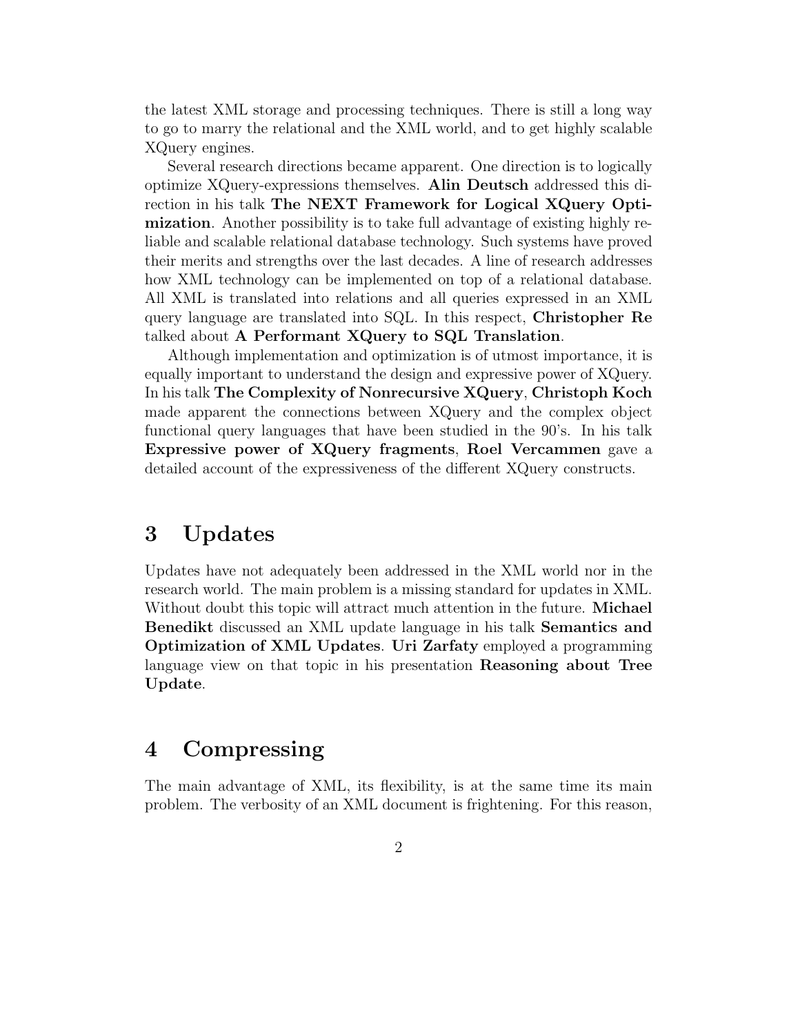the latest XML storage and processing techniques. There is still a long way to go to marry the relational and the XML world, and to get highly scalable XQuery engines.

Several research directions became apparent. One direction is to logically optimize XQuery-expressions themselves. **Alin Deutsch** addressed this direction in his talk **The NEXT Framework for Logical XQuery Optimization**. Another possibility is to take full advantage of existing highly reliable and scalable relational database technology. Such systems have proved their merits and strengths over the last decades. A line of research addresses how XML technology can be implemented on top of a relational database. All XML is translated into relations and all queries expressed in an XML query language are translated into SQL. In this respect, **Christopher Re** talked about **A Performant XQuery to SQL Translation**.

Although implementation and optimization is of utmost importance, it is equally important to understand the design and expressive power of XQuery. In his talk **The Complexity of Nonrecursive XQuery**, **Christoph Koch** made apparent the connections between XQuery and the complex object functional query languages that have been studied in the 90's. In his talk **Expressive power of XQuery fragments**, **Roel Vercammen** gave a detailed account of the expressiveness of the different XQuery constructs.

# 3 Updates

Updates have not adequately been addressed in the XML world nor in the research world. The main problem is a missing standard for updates in XML. Without doubt this topic will attract much attention in the future. **Michael Benedikt** discussed an XML update language in his talk **Semantics and Optimization of XML Updates**. **Uri Zarfaty** employed a programming language view on that topic in his presentation **Reasoning about Tree Update**.

# 4 Compressing

The main advantage of XML, its flexibility, is at the same time its main problem. The verbosity of an XML document is frightening. For this reason,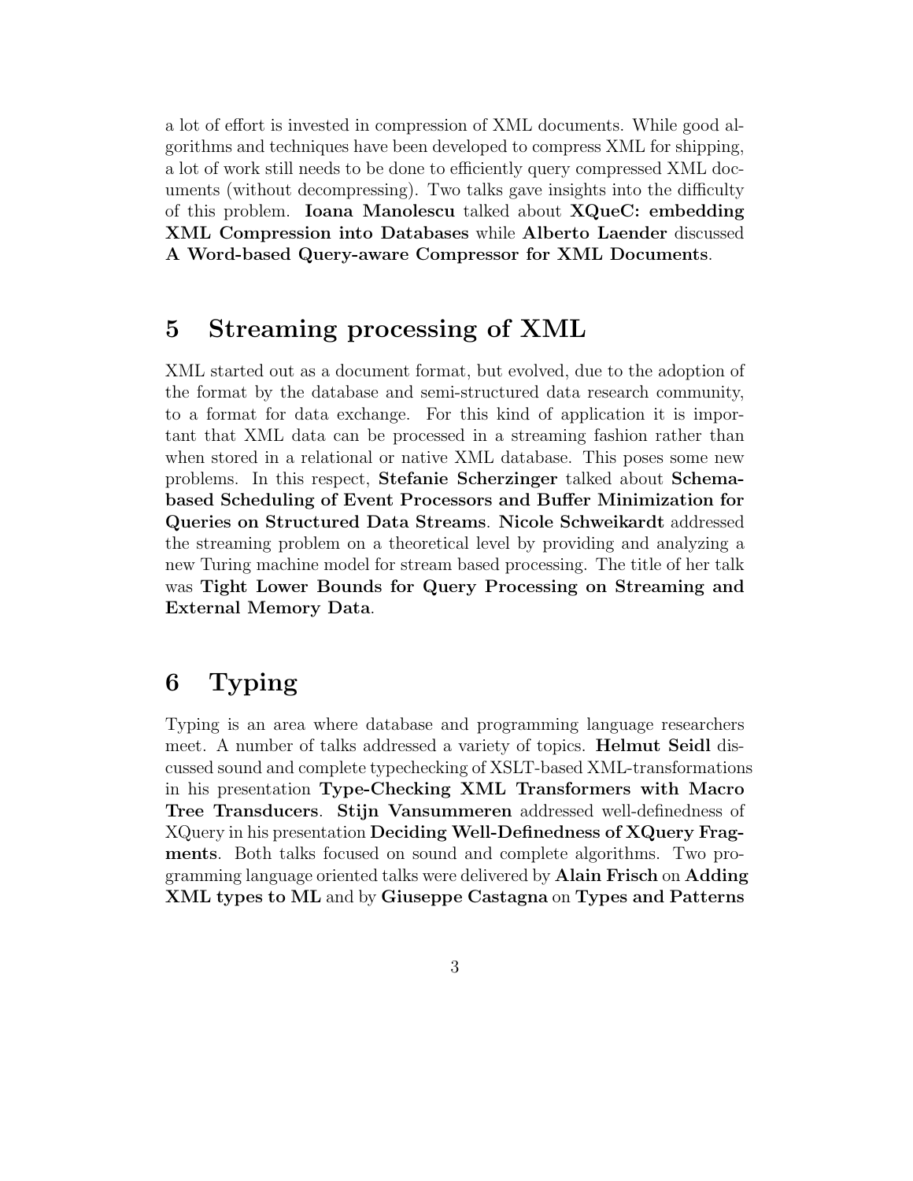a lot of effort is invested in compression of XML documents. While good algorithms and techniques have been developed to compress XML for shipping, a lot of work still needs to be done to efficiently query compressed XML documents (without decompressing). Two talks gave insights into the difficulty of this problem. **Ioana Manolescu** talked about **XQueC: embedding XML Compression into Databases** while **Alberto Laender** discussed **A Word-based Query-aware Compressor for XML Documents**.

# 5 Streaming processing of XML

XML started out as a document format, but evolved, due to the adoption of the format by the database and semi-structured data research community, to a format for data exchange. For this kind of application it is important that XML data can be processed in a streaming fashion rather than when stored in a relational or native XML database. This poses some new problems. In this respect, **Stefanie Scherzinger** talked about **Schema-based Scheduling of Event Processors and Buffer Minimization for Queries on Structured Data Streams**. **Nicole Schweikardt** addressed the streaming problem on a theoretical level by providing and analyzing a new Turing machine model for stream based processing. The title of her talk was **Tight Lower Bounds for Query Processing on Streaming and External Memory Data**.

# 6 Typing

Typing is an area where database and programming language researchers meet. A number of talks addressed a variety of topics. **Helmut Seidl** discussed sound and complete typechecking of XSLT-based XML-transformations in his presentation **Type-Checking XML Transformers with Macro Tree Transducers**. **Stijn Vansummeren** addressed well-definedness of XQuery in his presentation **Deciding Well-Definedness of XQuery Fragments**. Both talks focused on sound and complete algorithms. Two programming language oriented talks were delivered by **Alain Frisch** on **Adding XML types to ML** and by **Giuseppe Castagna** on **Types and Patterns**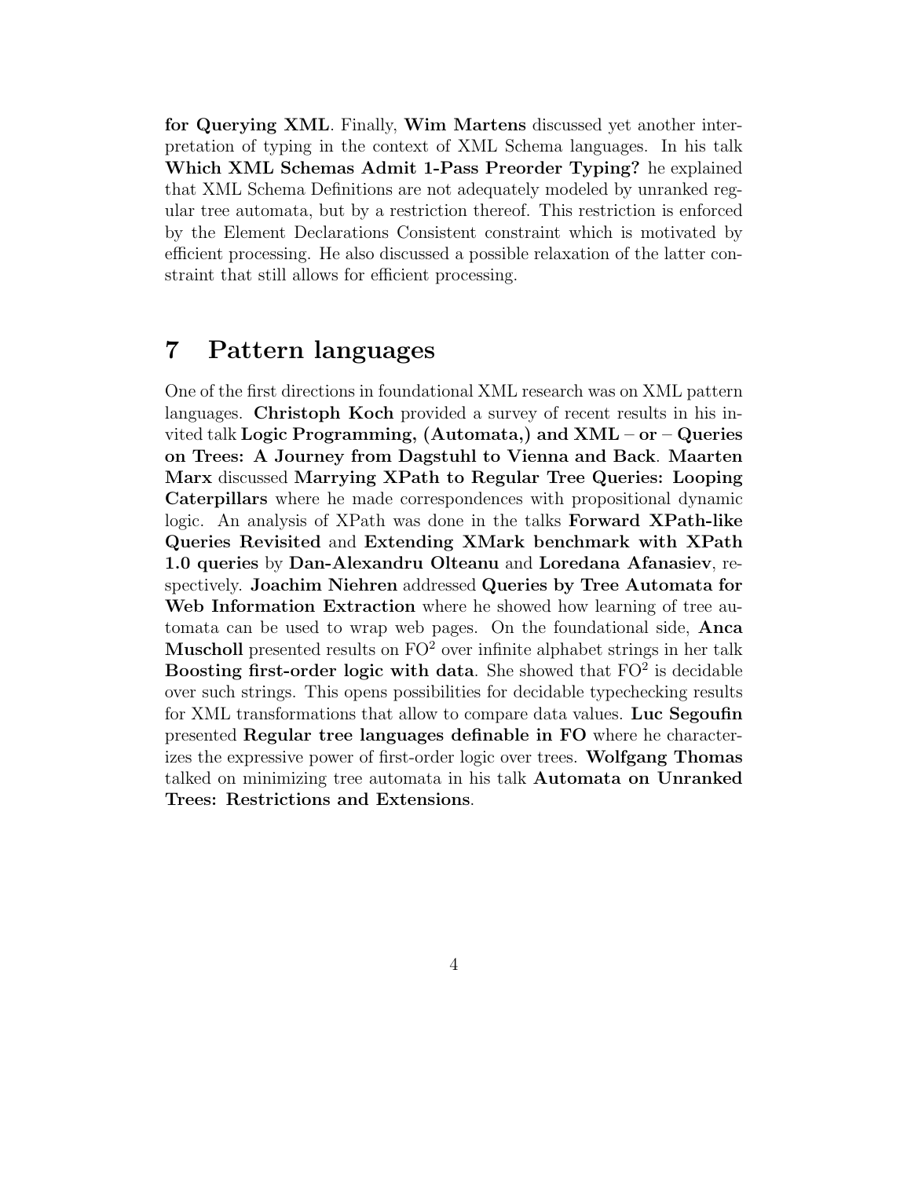**for Querying XML**. Finally, **Wim Martens** discussed yet another interpretation of typing in the context of XML Schema languages. In his talk **Which XML Schemas Admit 1-Pass Preorder Typing?** he explained that XML Schema Definitions are not adequately modeled by unranked regular tree automata, but by a restriction thereof. This restriction is enforced by the Element Declarations Consistent constraint which is motivated by efficient processing. He also discussed a possible relaxation of the latter constraint that still allows for efficient processing.

## 7 Pattern languages

One of the first directions in foundational XML research was on XML pattern languages. **Christoph Koch** provided a survey of recent results in his invited talk **Logic Programming, (Automata,) and XML – or – Queries on Trees: A Journey from Dagstuhl to Vienna and Back**. **Maarten Marx** discussed **Marrying XPath to Regular Tree Queries: Looping Caterpillars** where he made correspondences with propositional dynamic logic. An analysis of XPath was done in the talks **Forward XPath-like Queries Revisited** and **Extending XMark benchmark with XPath 1.0 queries** by **Dan-Alexandru Olteanu** and **Loredana Afanasiev**, respectively. **Joachim Niehren** addressed **Queries by Tree Automata for Web Information Extraction** where he showed how learning of tree automata can be used to wrap web pages. On the foundational side, **Anca Muscholl** presented results on $FO^2$ over infinite alphabet strings in her talk **Boosting first-order logic with data**. She showed that $FO^2$ is decidable over such strings. This opens possibilities for decidable typechecking results for XML transformations that allow to compare data values. **Luc Segoufin** presented **Regular tree languages definable in FO** where he characterizes the expressive power of first-order logic over trees. **Wolfgang Thomas** talked on minimizing tree automata in his talk **Automata on Unranked Trees: Restrictions and Extensions**.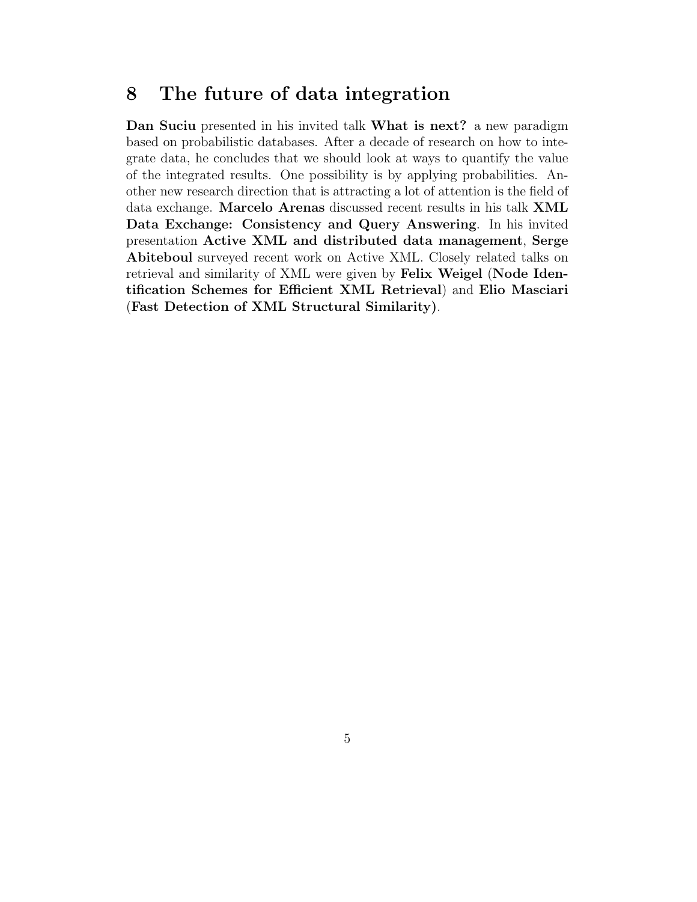## 8 The future of data integration

**Dan Suciu** presented in his invited talk **What is next?** a new paradigm based on probabilistic databases. After a decade of research on how to integrate data, he concludes that we should look at ways to quantify the value of the integrated results. One possibility is by applying probabilities. Another new research direction that is attracting a lot of attention is the field of data exchange. **Marcelo Arenas** discussed recent results in his talk **XML Data Exchange: Consistency and Query Answering**. In his invited presentation **Active XML and distributed data management**, **Serge Abiteboul** surveyed recent work on Active XML. Closely related talks on retrieval and similarity of XML were given by **Felix Weigel** (**Node Identification Schemes for Efficient XML Retrieval**) and **Elio Masciari** (**Fast Detection of XML Structural Similarity)**.